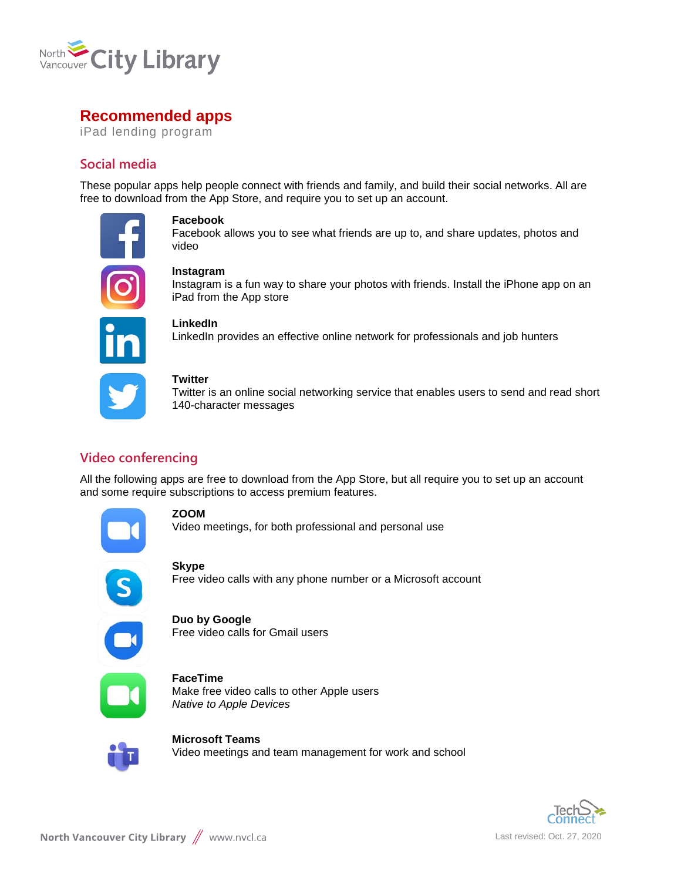# Recommended apps

iPad lending program

## Social media

These popular apps help people connect with friends and family, and build their social networks. All are free to download from the App Store, and require you to set up an account.

**Facebook**
Facebook allows you to see what friends are up to, and share updates, photos and video

**Instagram**
Instagram is a fun way to share your photos with friends. Install the iPhone app on an iPad from the App store

**LinkedIn**
LinkedIn provides an effective online network for professionals and job hunters

**Twitter**
Twitter is an online social networking service that enables users to send and read short 140-character messages

## Video conferencing

All the following apps are free to download from the App Store, but all require you to set up an account and some require subscriptions to access premium features.

**ZOOM**
Video meetings, for both professional and personal use

**Skype**
Free video calls with any phone number or a Microsoft account

**Duo by Google**
Free video calls for Gmail users

**FaceTime**
Make free video calls to other Apple users
*Native to Apple Devices*

**Microsoft Teams**
Video meetings and team management for work and school

Last revised: Oct. 27, 2020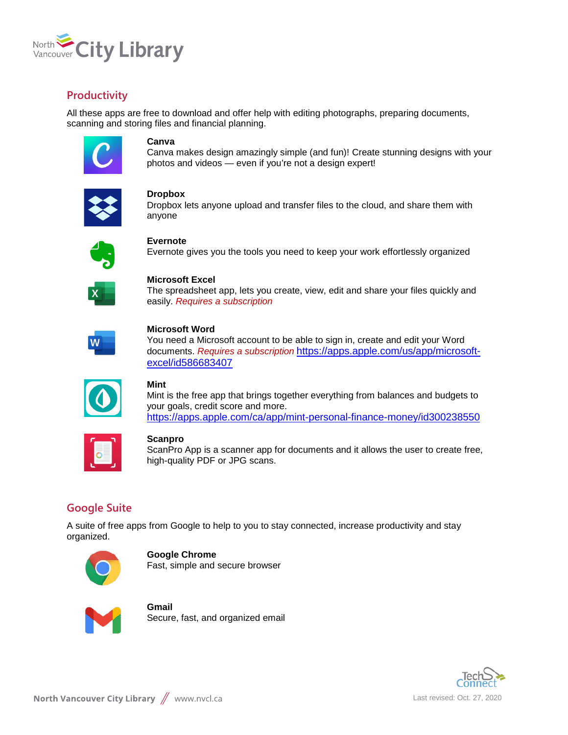## Productivity

All these apps are free to download and offer help with editing photographs, preparing documents, scanning and storing files and financial planning.

**Canva**
Canva makes design amazingly simple (and fun)! Create stunning designs with your photos and videos — even if you're not a design expert!

**Dropbox**
Dropbox lets anyone upload and transfer files to the cloud, and share them with anyone

**Evernote**
Evernote gives you the tools you need to keep your work effortlessly organized

**Microsoft Excel**
The spreadsheet app, lets you create, view, edit and share your files quickly and easily. *Requires a subscription*

**Microsoft Word**
You need a Microsoft account to be able to sign in, create and edit your Word documents. *Requires a subscription* https://apps.apple.com/us/app/microsoft-excel/id586683407

**Mint**
Mint is the free app that brings together everything from balances and budgets to your goals, credit score and more.
https://apps.apple.com/ca/app/mint-personal-finance-money/id300238550

**Scanpro**
ScanPro App is a scanner app for documents and it allows the user to create free, high-quality PDF or JPG scans.

## Google Suite

A suite of free apps from Google to help to you to stay connected, increase productivity and stay organized.

**Google Chrome**
Fast, simple and secure browser

**Gmail**
Secure, fast, and organized email

Last revised: Oct. 27, 2020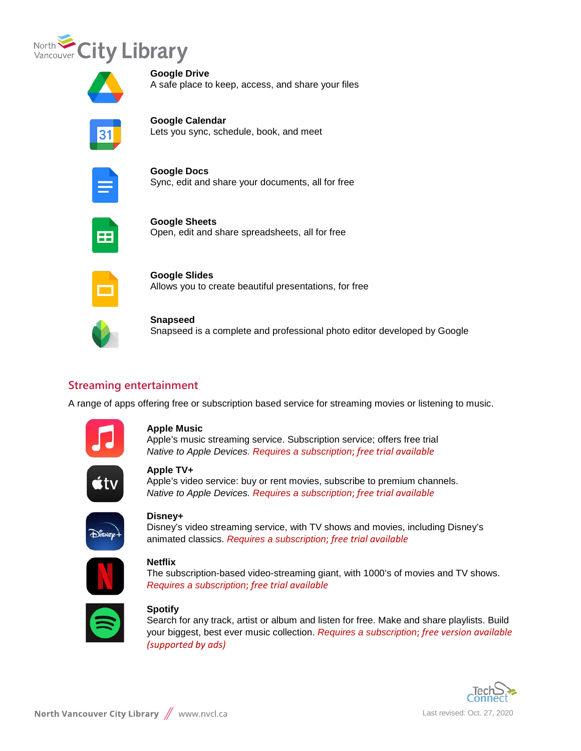**Google Drive**
A safe place to keep, access, and share your files

**Google Calendar**
Lets you sync, schedule, book, and meet

**Google Docs**
Sync, edit and share your documents, all for free

**Google Sheets**
Open, edit and share spreadsheets, all for free

**Google Slides**
Allows you to create beautiful presentations, for free

**Snapseed**
Snapseed is a complete and professional photo editor developed by Google

## Streaming entertainment

A range of apps offering free or subscription based service for streaming movies or listening to music.

**Apple Music**
Apple's music streaming service. Subscription service; offers free trial
*Native to Apple Devices. Requires a subscription; free trial available*

**Apple TV+**
Apple's video service: buy or rent movies, subscribe to premium channels.
*Native to Apple Devices. Requires a subscription; free trial available*

**Disney+**
Disney's video streaming service, with TV shows and movies, including Disney's animated classics. *Requires a subscription; free trial available*

**Netflix**
The subscription-based video-streaming giant, with 1000's of movies and TV shows.
*Requires a subscription; free trial available*

**Spotify**
Search for any track, artist or album and listen for free. Make and share playlists. Build your biggest, best ever music collection. *Requires a subscription; free version available (supported by ads)*

Last revised: Oct. 27, 2020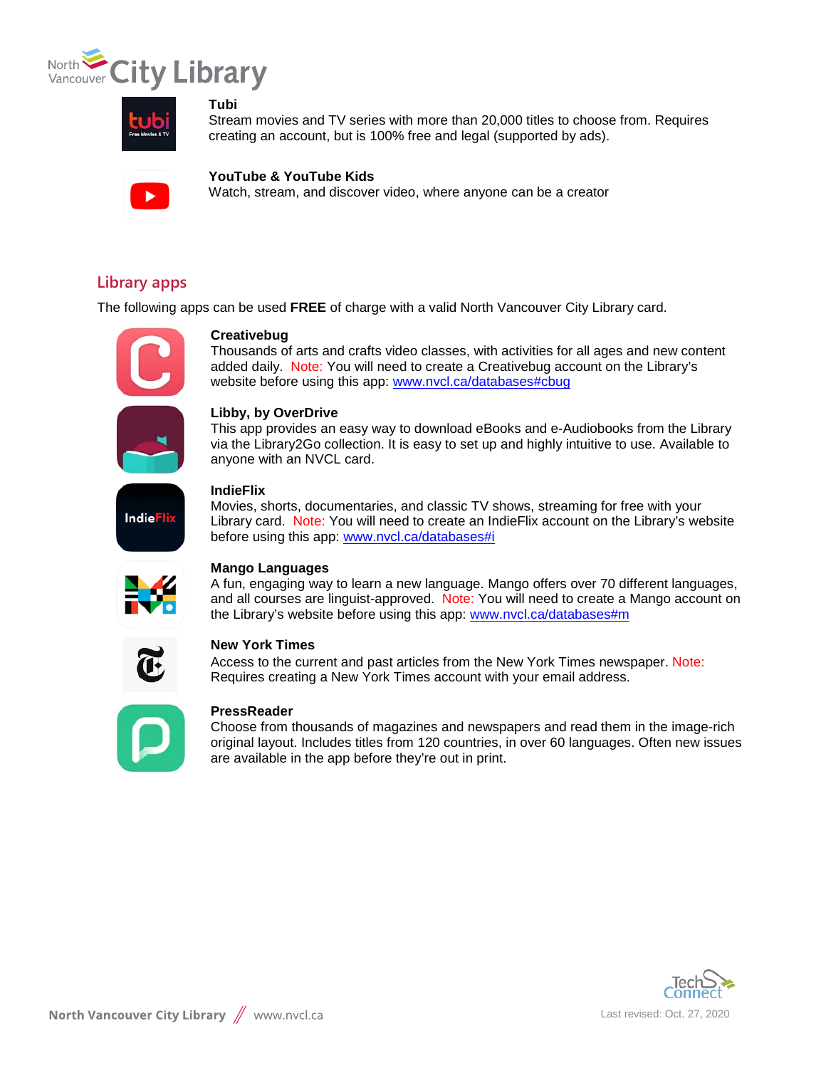**Tubi**
Stream movies and TV series with more than 20,000 titles to choose from. Requires creating an account, but is 100% free and legal (supported by ads).

**YouTube & YouTube Kids**
Watch, stream, and discover video, where anyone can be a creator

## Library apps

The following apps can be used **FREE** of charge with a valid North Vancouver City Library card.

**Creativebug**
Thousands of arts and crafts video classes, with activities for all ages and new content added daily. Note: You will need to create a Creativebug account on the Library's website before using this app: www.nvcl.ca/databases#cbug

**Libby, by OverDrive**
This app provides an easy way to download eBooks and e-Audiobooks from the Library via the Library2Go collection. It is easy to set up and highly intuitive to use. Available to anyone with an NVCL card.

**IndieFlix**
Movies, shorts, documentaries, and classic TV shows, streaming for free with your Library card. Note: You will need to create an IndieFlix account on the Library's website before using this app: www.nvcl.ca/databases#i

**Mango Languages**
A fun, engaging way to learn a new language. Mango offers over 70 different languages, and all courses are linguist-approved. Note: You will need to create a Mango account on the Library's website before using this app: www.nvcl.ca/databases#m

**New York Times**
Access to the current and past articles from the New York Times newspaper. Note: Requires creating a New York Times account with your email address.

**PressReader**
Choose from thousands of magazines and newspapers and read them in the image-rich original layout. Includes titles from 120 countries, in over 60 languages. Often new issues are available in the app before they're out in print.

Last revised: Oct. 27, 2020